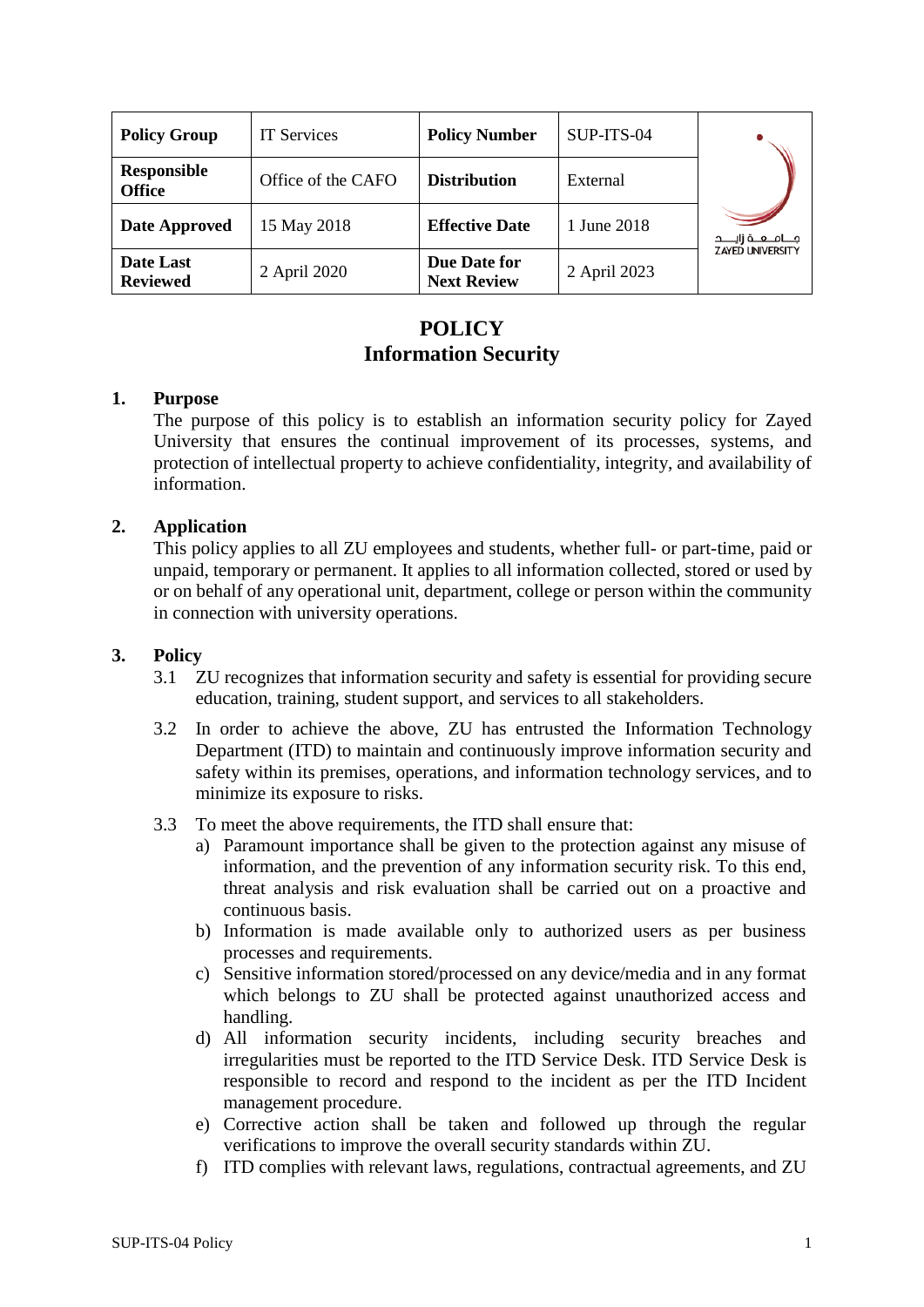| Policy Group | IT Services | Policy Number | SUP-ITS-04 | جامعة زايد ZAYED UNIVERSITY |
|---|---|---|---|---|
| Responsible Office | Office of the CAFO | Distribution | External | |
| Date Approved | 15 May 2018 | Effective Date | 1 June 2018 | |
| Date Last Reviewed | 2 April 2020 | Due Date for Next Review | 2 April 2023 | |

# POLICY
# Information Security

## 1. Purpose

The purpose of this policy is to establish an information security policy for Zayed University that ensures the continual improvement of its processes, systems, and protection of intellectual property to achieve confidentiality, integrity, and availability of information.

## 2. Application

This policy applies to all ZU employees and students, whether full- or part-time, paid or unpaid, temporary or permanent. It applies to all information collected, stored or used by or on behalf of any operational unit, department, college or person within the community in connection with university operations.

## 3. Policy

3.1 ZU recognizes that information security and safety is essential for providing secure education, training, student support, and services to all stakeholders.

3.2 In order to achieve the above, ZU has entrusted the Information Technology Department (ITD) to maintain and continuously improve information security and safety within its premises, operations, and information technology services, and to minimize its exposure to risks.

3.3 To meet the above requirements, the ITD shall ensure that:

a) Paramount importance shall be given to the protection against any misuse of information, and the prevention of any information security risk. To this end, threat analysis and risk evaluation shall be carried out on a proactive and continuous basis.

b) Information is made available only to authorized users as per business processes and requirements.

c) Sensitive information stored/processed on any device/media and in any format which belongs to ZU shall be protected against unauthorized access and handling.

d) All information security incidents, including security breaches and irregularities must be reported to the ITD Service Desk. ITD Service Desk is responsible to record and respond to the incident as per the ITD Incident management procedure.

e) Corrective action shall be taken and followed up through the regular verifications to improve the overall security standards within ZU.

f) ITD complies with relevant laws, regulations, contractual agreements, and ZU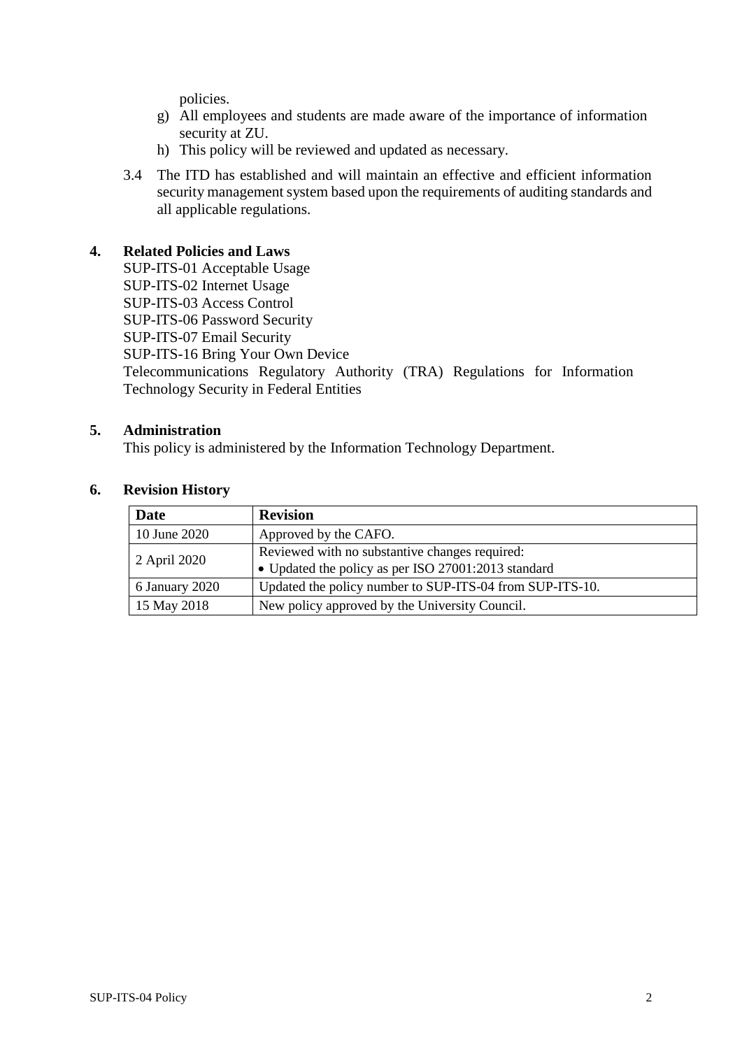policies.

g) All employees and students are made aware of the importance of information security at ZU.
h) This policy will be reviewed and updated as necessary.

3.4 The ITD has established and will maintain an effective and efficient information security management system based upon the requirements of auditing standards and all applicable regulations.

## 4. Related Policies and Laws

SUP-ITS-01 Acceptable Usage
SUP-ITS-02 Internet Usage
SUP-ITS-03 Access Control
SUP-ITS-06 Password Security
SUP-ITS-07 Email Security
SUP-ITS-16 Bring Your Own Device
Telecommunications Regulatory Authority (TRA) Regulations for Information Technology Security in Federal Entities

## 5. Administration

This policy is administered by the Information Technology Department.

## 6. Revision History

| Date | Revision |
|---|---|
| 10 June 2020 | Approved by the CAFO. |
| 2 April 2020 | Reviewed with no substantive changes required:<br>• Updated the policy as per ISO 27001:2013 standard |
| 6 January 2020 | Updated the policy number to SUP-ITS-04 from SUP-ITS-10. |
| 15 May 2018 | New policy approved by the University Council. |